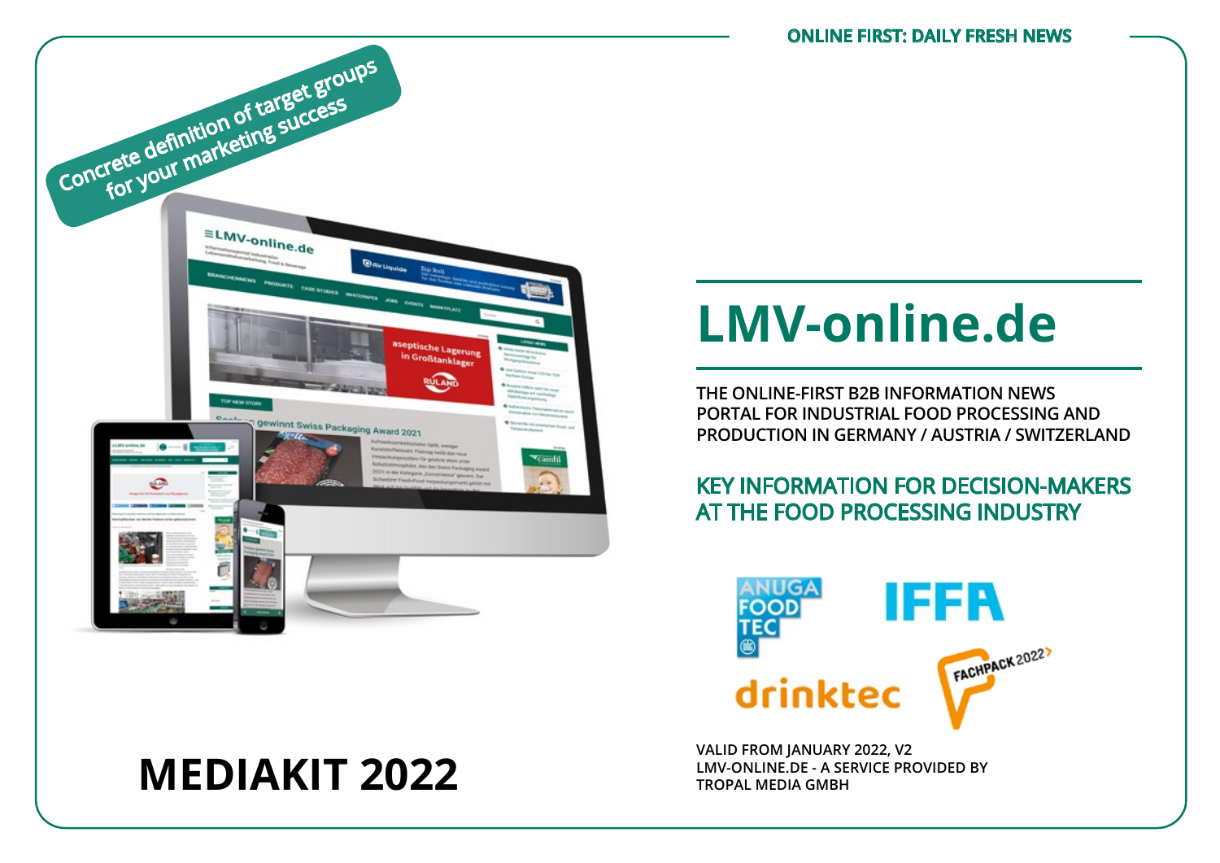ONLINE FIRST: DAILY FRESH NEWS

Concrete definition of target groups for your marketing success

# LMV-online.de

THE ONLINE-FIRST B2B INFORMATION NEWS PORTAL FOR INDUSTRIAL FOOD PROCESSING AND PRODUCTION IN GERMANY / AUSTRIA / SWITZERLAND

## KEY INFORMATION FOR DECISION-MAKERS AT THE FOOD PROCESSING INDUSTRY

# MEDIAKIT 2022

VALID FROM JANUARY 2022, V2
LMV-ONLINE.DE - A SERVICE PROVIDED BY TROPAL MEDIA GMBH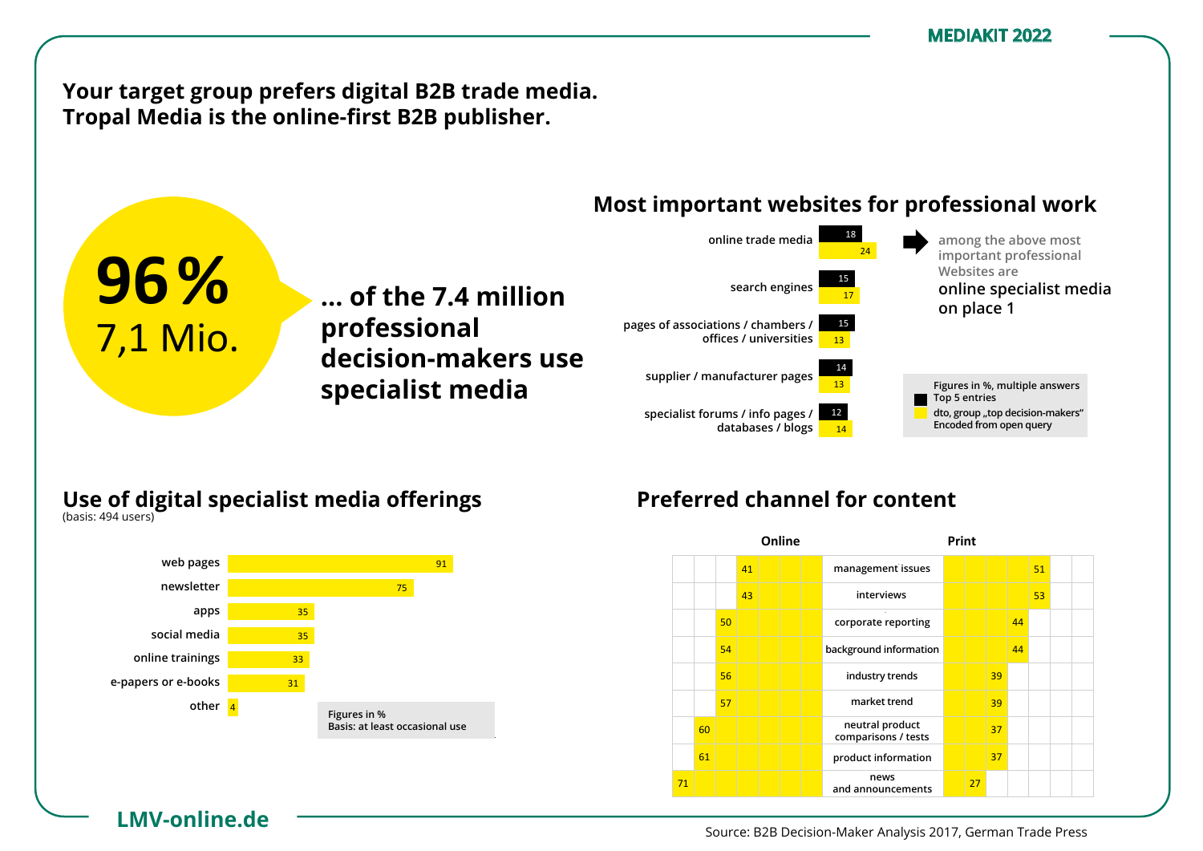# Your target group prefers digital B2B trade media. Tropal Media is the online-first B2B publisher.

**96 %**
7,1 Mio.

**... of the 7.4 million professional decision-makers use specialist media**

## Most important websites for professional work

| Website | Top 5 entries | dto, group „top decision-makers“ |
|---|---|---|
| online trade media | 18 | 24 |
| search engines | 15 | 17 |
| pages of associations / chambers / offices / universities | 15 | 13 |
| supplier / manufacturer pages | 14 | 13 |
| specialist forums / info pages / databases / blogs | 12 | 14 |

among the above most important professional Websites are
**online specialist media on place 1**

Figures in %, multiple answers
Top 5 entries
dto, group „top decision-makers“
Encoded from open query

## Use of digital specialist media offerings

(basis: 494 users)

| Offering | % |
|---|---|
| web pages | 91 |
| newsletter | 75 |
| apps | 35 |
| social media | 35 |
| online trainings | 33 |
| e-papers or e-books | 31 |
| other | 4 |

Figures in %
Basis: at least occasional use

## Preferred channel for content

| Online | Content | Print |
|---|---|---|
| 41 | management issues | 51 |
| 43 | interviews | 53 |
| 50 | corporate reporting | 44 |
| 54 | background information | 44 |
| 56 | industry trends | 39 |
| 57 | market trend | 39 |
| 60 | neutral product comparisons / tests | 37 |
| 61 | product information | 37 |
| 71 | news and announcements | 27 |

**LMV-online.de**

Source: B2B Decision-Maker Analysis 2017, German Trade Press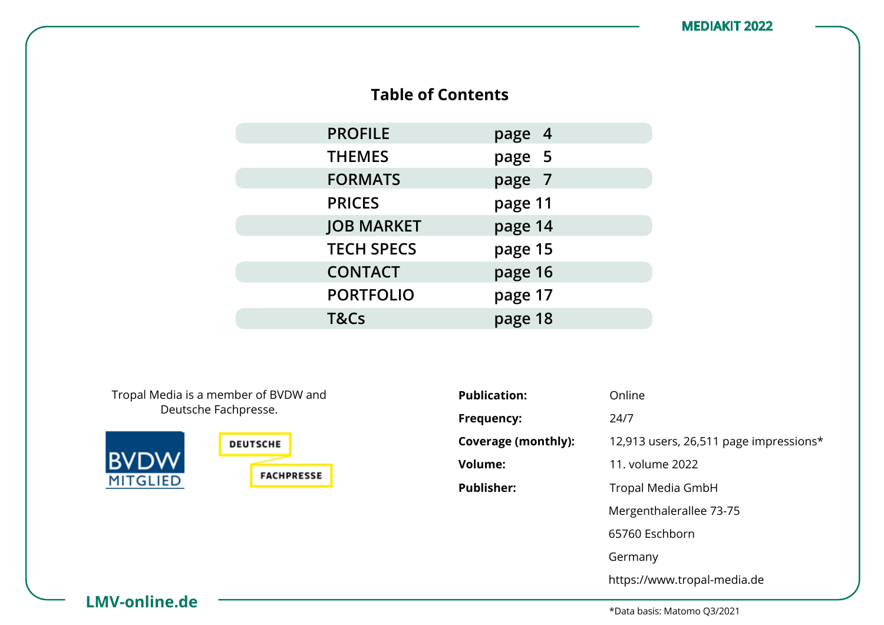## Table of Contents

| | |
|---|---|
| PROFILE | page 4 |
| THEMES | page 5 |
| FORMATS | page 7 |
| PRICES | page 11 |
| JOB MARKET | page 14 |
| TECH SPECS | page 15 |
| CONTACT | page 16 |
| PORTFOLIO | page 17 |
| T&Cs | page 18 |

Tropal Media is a member of BVDW and Deutsche Fachpresse.

BVDW MITGLIED

DEUTSCHE FACHPRESSE

| | |
|---|---|
| **Publication:** | Online |
| **Frequency:** | 24/7 |
| **Coverage (monthly):** | 12,913 users, 26,511 page impressions* |
| **Volume:** | 11. volume 2022 |
| **Publisher:** | Tropal Media GmbH<br>Mergenthalerallee 73-75<br>65760 Eschborn<br>Germany<br>https://www.tropal-media.de |

*Data basis: Matomo Q3/2021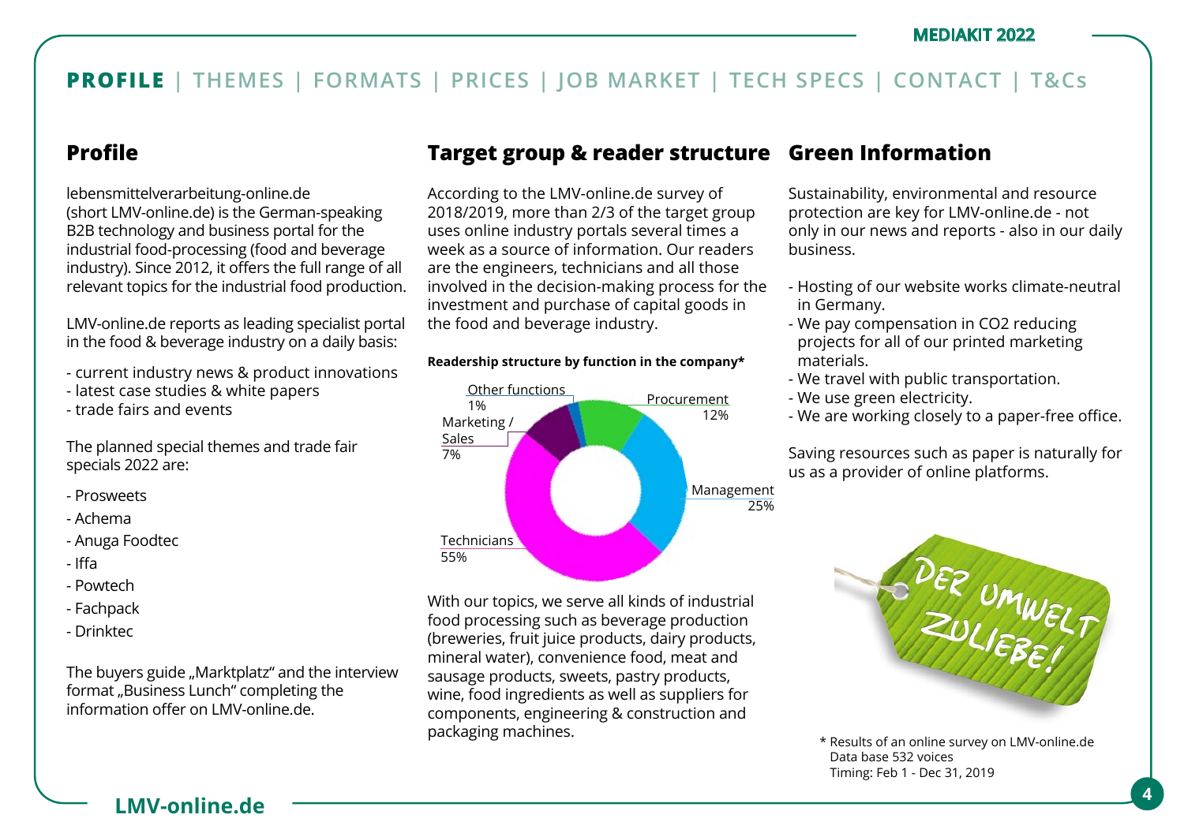**PROFILE** | THEMES | FORMATS | PRICES | JOB MARKET | TECH SPECS | CONTACT | T&Cs

## Profile

lebensmittelverarbeitung-online.de (short LMV-online.de) is the German-speaking B2B technology and business portal for the industrial food-processing (food and beverage industry). Since 2012, it offers the full range of all relevant topics for the industrial food production.

LMV-online.de reports as leading specialist portal in the food & beverage industry on a daily basis:

- current industry news & product innovations
- latest case studies & white papers
- trade fairs and events

The planned special themes and trade fair specials 2022 are:

- Prosweets
- Achema
- Anuga Foodtec
- Iffa
- Powtech
- Fachpack
- Drinktec

The buyers guide „Marktplatz" and the interview format „Business Lunch" completing the information offer on LMV-online.de.

## Target group & reader structure

According to the LMV-online.de survey of 2018/2019, more than 2/3 of the target group uses online industry portals several times a week as a source of information. Our readers are the engineers, technicians and all those involved in the decision-making process for the investment and purchase of capital goods in the food and beverage industry.

**Readership structure by function in the company***

| Function | Share |
|---|---|
| Technicians | 55% |
| Management | 25% |
| Procurement | 12% |
| Marketing / Sales | 7% |
| Other functions | 1% |

With our topics, we serve all kinds of industrial food processing such as beverage production (breweries, fruit juice products, dairy products, mineral water), convenience food, meat and sausage products, sweets, pastry products, wine, food ingredients as well as suppliers for components, engineering & construction and packaging machines.

## Green Information

Sustainability, environmental and resource protection are key for LMV-online.de - not only in our news and reports - also in our daily business.

- Hosting of our website works climate-neutral in Germany.
- We pay compensation in CO2 reducing projects for all of our printed marketing materials.
- We travel with public transportation.
- We use green electricity.
- We are working closely to a paper-free office.

Saving resources such as paper is naturally for us as a provider of online platforms.

* Results of an online survey on LMV-online.de
Data base 532 voices
Timing: Feb 1 - Dec 31, 2019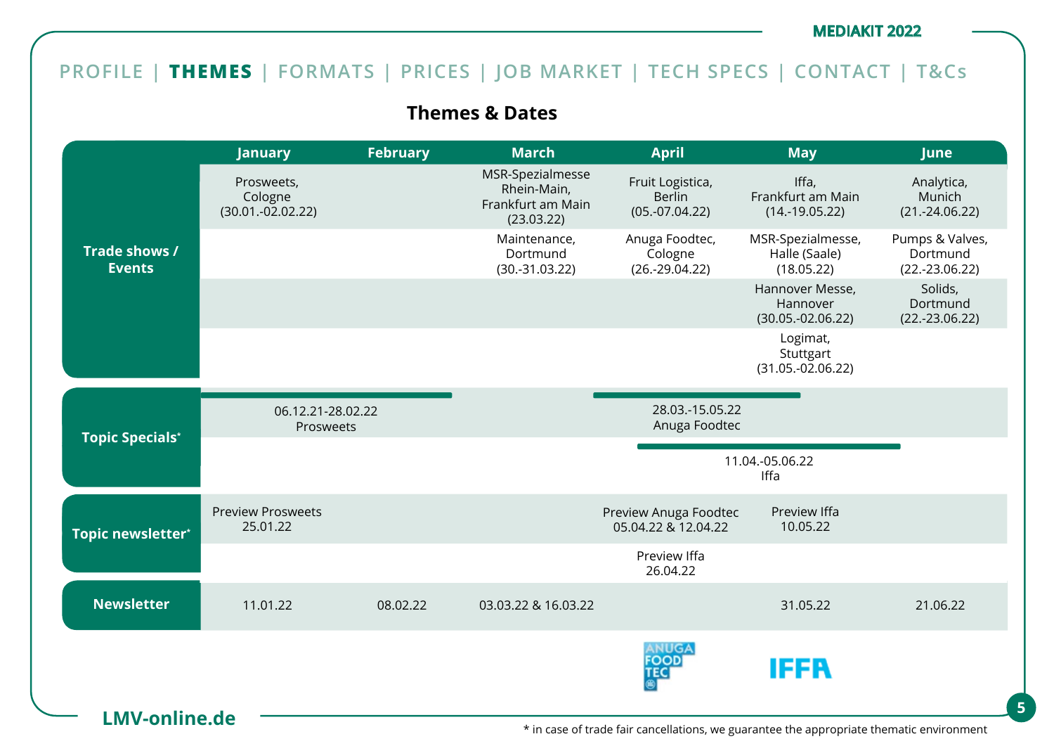PROFILE | **THEMES** | FORMATS | PRICES | JOB MARKET | TECH SPECS | CONTACT | T&Cs

## Themes & Dates

| | January | February | March | April | May | June |
|---|---|---|---|---|---|---|
| Trade shows / Events | Prosweets, Cologne (30.01.-02.02.22) | | MSR-Spezialmesse Rhein-Main, Frankfurt am Main (23.03.22) | Fruit Logistica, Berlin (05.-07.04.22) | Iffa, Frankfurt am Main (14.-19.05.22) | Analytica, Munich (21.-24.06.22) |
| | | | Maintenance, Dortmund (30.-31.03.22) | Anuga Foodtec, Cologne (26.-29.04.22) | MSR-Spezialmesse, Halle (Saale) (18.05.22) | Pumps & Valves, Dortmund (22.-23.06.22) |
| | | | | | Hannover Messe, Hannover (30.05.-02.06.22) | Solids, Dortmund (22.-23.06.22) |
| | | | | | Logimat, Stuttgart (31.05.-02.06.22) | |
| Topic Specials* | 06.12.21-28.02.22 Prosweets | | | 28.03.-15.05.22 Anuga Foodtec | | |
| | | | | 11.04.-05.06.22 Iffa | | |
| Topic newsletter* | Preview Prosweets 25.01.22 | | | Preview Anuga Foodtec 05.04.22 & 12.04.22 | Preview Iffa 10.05.22 | |
| | | | | Preview Iffa 26.04.22 | | |
| Newsletter | 11.01.22 | 08.02.22 | 03.03.22 & 16.03.22 | | 31.05.22 | 21.06.22 |

ANUGA FOODTEC | IFFA

LMV-online.de

* in case of trade fair cancellations, we guarantee the appropriate thematic environment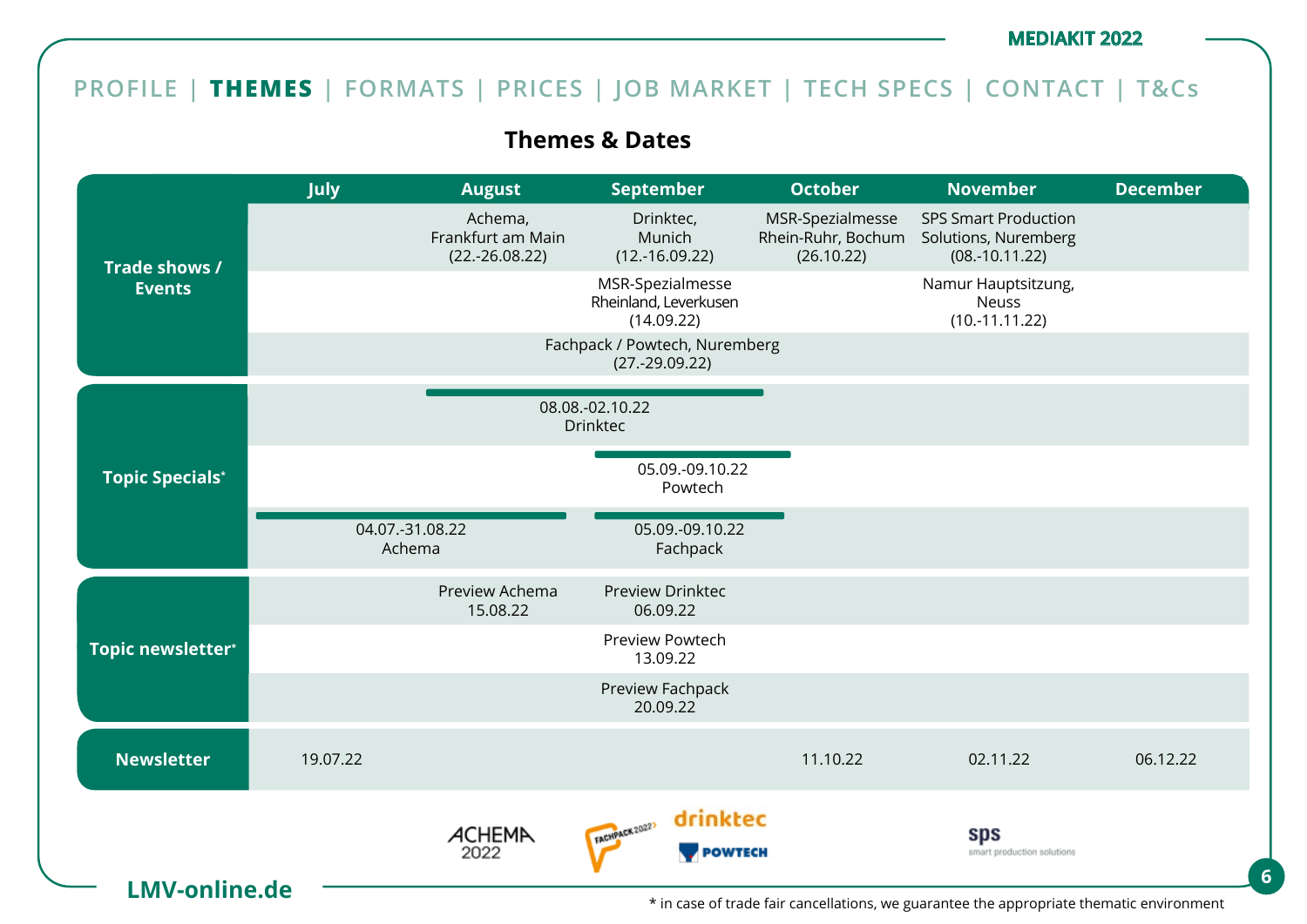PROFILE | **THEMES** | FORMATS | PRICES | JOB MARKET | TECH SPECS | CONTACT | T&Cs

## Themes & Dates

| | July | August | September | October | November | December |
|---|---|---|---|---|---|---|
| **Trade shows / Events** | | Achema, Frankfurt am Main (22.-26.08.22) | Drinktec, Munich (12.-16.09.22) | MSR-Spezialmesse Rhein-Ruhr, Bochum (26.10.22) | SPS Smart Production Solutions, Nuremberg (08.-10.11.22) | |
| | | | MSR-Spezialmesse Rheinland, Leverkusen (14.09.22) | | Namur Hauptsitzung, Neuss (10.-11.11.22) | |
| | | | Fachpack / Powtech, Nuremberg (27.-29.09.22) | | | |
| **Topic Specials*** | | 08.08.-02.10.22 Drinktec | | | | |
| | | | 05.09.-09.10.22 Powtech | | | |
| | 04.07.-31.08.22 Achema | | 05.09.-09.10.22 Fachpack | | | |
| **Topic newsletter*** | | Preview Achema 15.08.22 | Preview Drinktec 06.09.22 | | | |
| | | | Preview Powtech 13.09.22 | | | |
| | | | Preview Fachpack 20.09.22 | | | |
| **Newsletter** | 19.07.22 | | | 11.10.22 | 02.11.22 | 06.12.22 |

ACHEMA 2022 | FACHPACK 2022 | drinktec | POWTECH | sps smart production solutions

\* in case of trade fair cancellations, we guarantee the appropriate thematic environment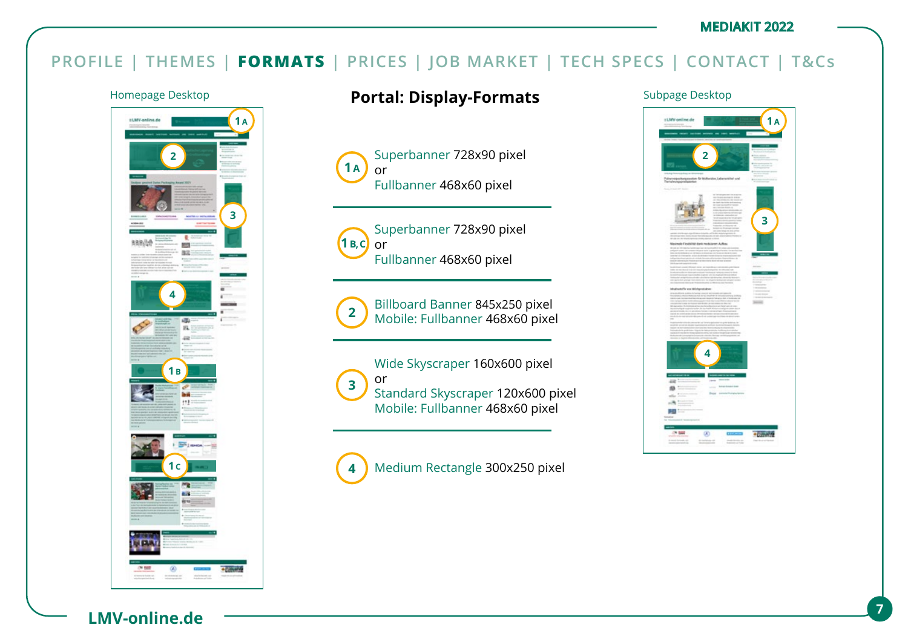PROFILE | THEMES | **FORMATS** | PRICES | JOB MARKET | TECH SPECS | CONTACT | T&Cs

Homepage Desktop

# Portal: Display-Formats

Subpage Desktop

**1 A** Superbanner 728x90 pixel
or
Fullbanner 468x60 pixel

**1 B, C** Superbanner 728x90 pixel
or
Fullbanner 468x60 pixel

**2** Billboard Banner 845x250 pixel
Mobile: Fullbanner 468x60 pixel

**3** Wide Skyscraper 160x600 pixel
or
Standard Skyscraper 120x600 pixel
Mobile: Fullbanner 468x60 pixel

**4** Medium Rectangle 300x250 pixel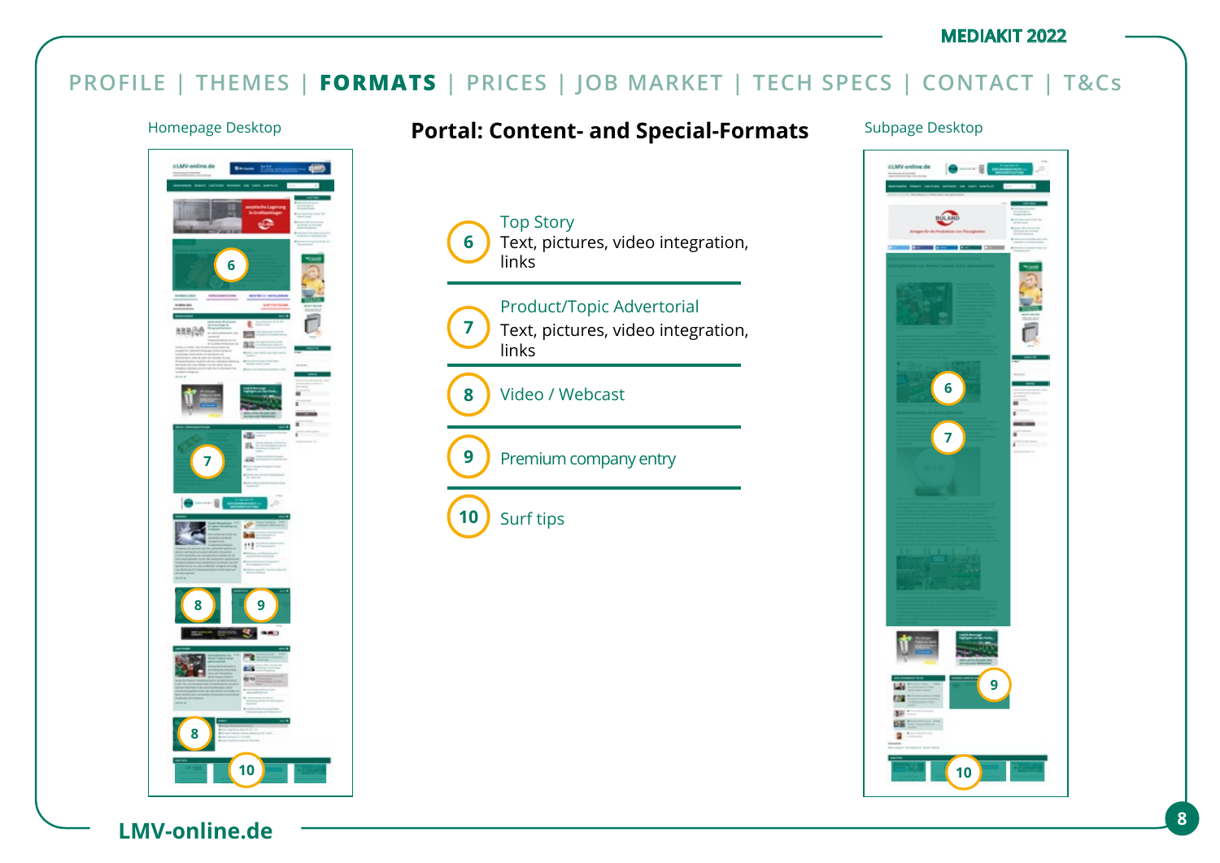PROFILE | THEMES | **FORMATS** | PRICES | JOB MARKET | TECH SPECS | CONTACT | T&Cs

Homepage Desktop

# Portal: Content- and Special-Formats

Subpage Desktop

**6** Top Story
Text, pictures, video integration, links

**7** Product/Topic Advertorial
Text, pictures, video integration, links

**8** Video / Webcast

**9** Premium company entry

**10** Surf tips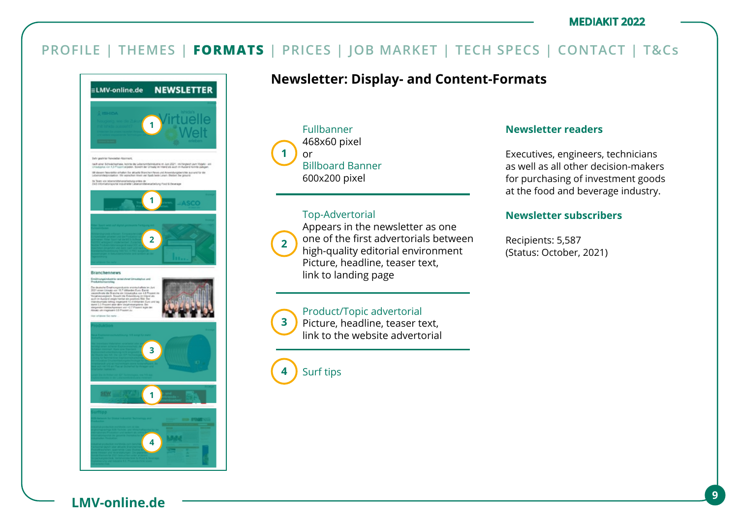PROFILE | THEMES | **FORMATS** | PRICES | JOB MARKET | TECH SPECS | CONTACT | T&Cs

## Newsletter: Display- and Content-Formats

**1** Fullbanner
468x60 pixel
or
Billboard Banner
600x200 pixel

**2** Top-Advertorial
Appears in the newsletter as one one of the first advertorials between high-quality editorial environment
Picture, headline, teaser text, link to landing page

**3** Product/Topic advertorial
Picture, headline, teaser text, link to the website advertorial

**4** Surf tips

### Newsletter readers

Executives, engineers, technicians as well as all other decision-makers for purchasing of investment goods at the food and beverage industry.

### Newsletter subscribers

Recipients: 5,587
(Status: October, 2021)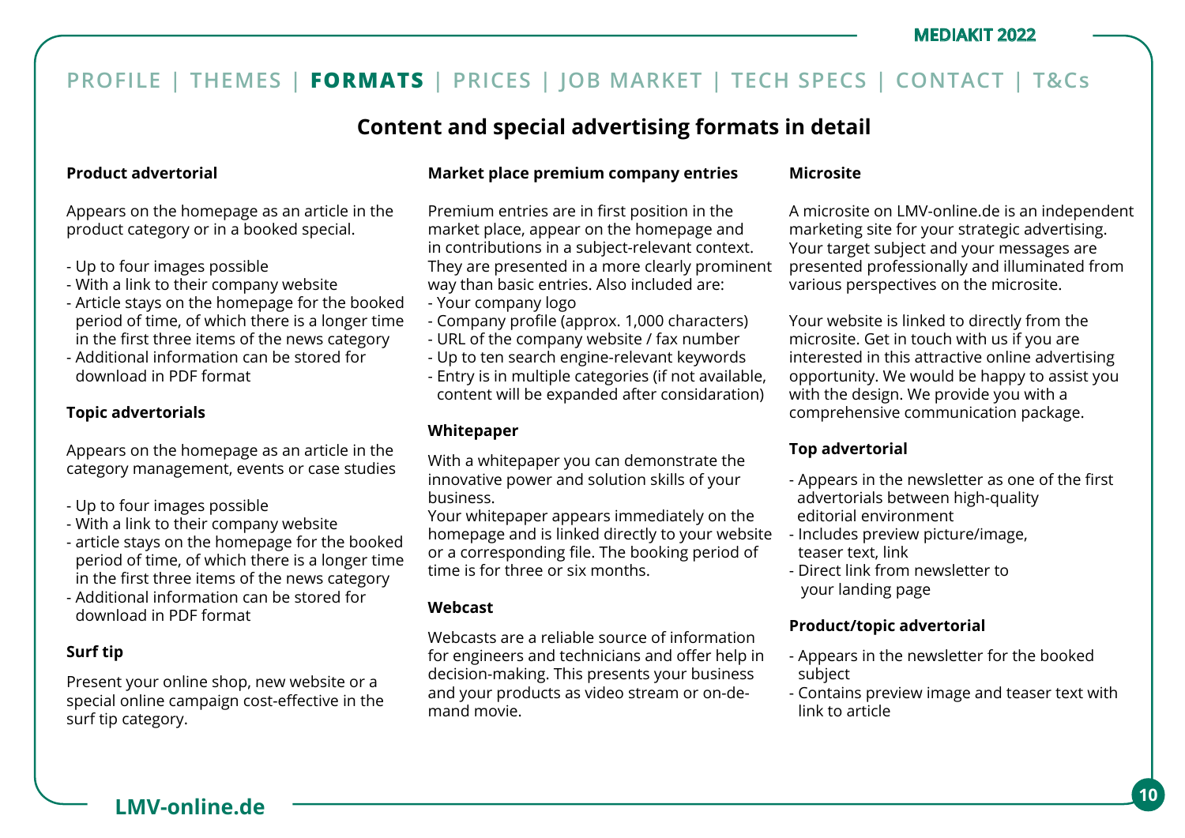PROFILE | THEMES | **FORMATS** | PRICES | JOB MARKET | TECH SPECS | CONTACT | T&Cs

# Content and special advertising formats in detail

### Product advertorial

Appears on the homepage as an article in the product category or in a booked special.

- Up to four images possible
- With a link to their company website
- Article stays on the homepage for the booked period of time, of which there is a longer time in the first three items of the news category
- Additional information can be stored for download in PDF format

### Topic advertorials

Appears on the homepage as an article in the category management, events or case studies

- Up to four images possible
- With a link to their company website
- article stays on the homepage for the booked period of time, of which there is a longer time in the first three items of the news category
- Additional information can be stored for download in PDF format

### Surf tip

Present your online shop, new website or a special online campaign cost-effective in the surf tip category.

### Market place premium company entries

Premium entries are in first position in the market place, appear on the homepage and in contributions in a subject-relevant context. They are presented in a more clearly prominent way than basic entries. Also included are:

- Your company logo
- Company profile (approx. 1,000 characters)
- URL of the company website / fax number
- Up to ten search engine-relevant keywords
- Entry is in multiple categories (if not available, content will be expanded after considaration)

### Whitepaper

With a whitepaper you can demonstrate the innovative power and solution skills of your business.
Your whitepaper appears immediately on the homepage and is linked directly to your website or a corresponding file. The booking period of time is for three or six months.

### Webcast

Webcasts are a reliable source of information for engineers and technicians and offer help in decision-making. This presents your business and your products as video stream or on-demand movie.

### Microsite

A microsite on LMV-online.de is an independent marketing site for your strategic advertising. Your target subject and your messages are presented professionally and illuminated from various perspectives on the microsite.

Your website is linked to directly from the microsite. Get in touch with us if you are interested in this attractive online advertising opportunity. We would be happy to assist you with the design. We provide you with a comprehensive communication package.

### Top advertorial

- Appears in the newsletter as one of the first advertorials between high-quality editorial environment
- Includes preview picture/image, teaser text, link
- Direct link from newsletter to your landing page

### Product/topic advertorial

- Appears in the newsletter for the booked subject
- Contains preview image and teaser text with link to article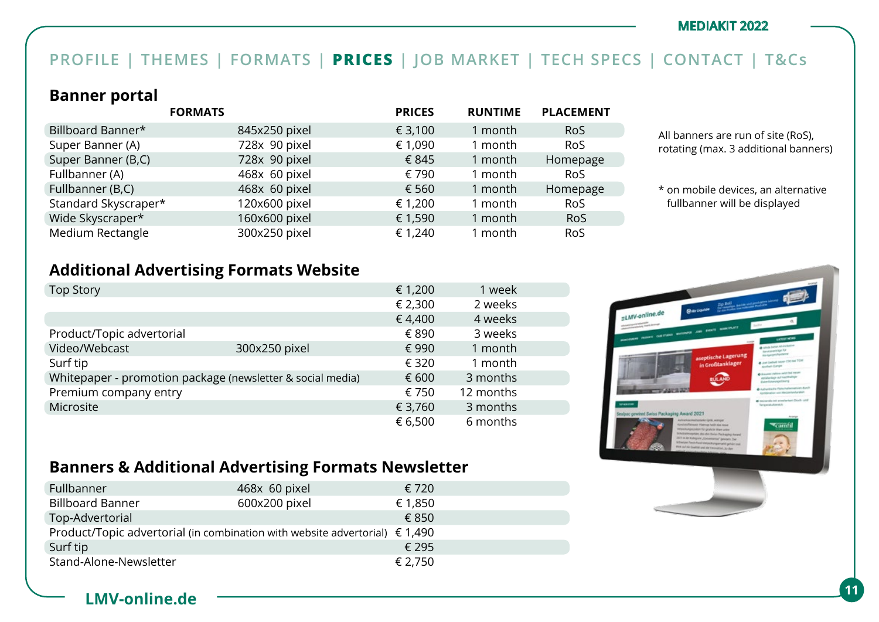PROFILE | THEMES | FORMATS | **PRICES** | JOB MARKET | TECH SPECS | CONTACT | T&Cs

## Banner portal

| FORMATS | | PRICES | RUNTIME | PLACEMENT |
|---|---|---|---|---|
| Billboard Banner* | 845x250 pixel | € 3,100 | 1 month | RoS |
| Super Banner (A) | 728x 90 pixel | € 1,090 | 1 month | RoS |
| Super Banner (B,C) | 728x 90 pixel | € 845 | 1 month | Homepage |
| Fullbanner (A) | 468x 60 pixel | € 790 | 1 month | RoS |
| Fullbanner (B,C) | 468x 60 pixel | € 560 | 1 month | Homepage |
| Standard Skyscraper* | 120x600 pixel | € 1,200 | 1 month | RoS |
| Wide Skyscraper* | 160x600 pixel | € 1,590 | 1 month | RoS |
| Medium Rectangle | 300x250 pixel | € 1,240 | 1 month | RoS |

All banners are run of site (RoS), rotating (max. 3 additional banners)

* on mobile devices, an alternative fullbanner will be displayed

## Additional Advertising Formats Website

| | | | |
|---|---|---|---|
| Top Story | | € 1,200 | 1 week |
| | | € 2,300 | 2 weeks |
| | | € 4,400 | 4 weeks |
| Product/Topic advertorial | | € 890 | 3 weeks |
| Video/Webcast | 300x250 pixel | € 990 | 1 month |
| Surf tip | | € 320 | 1 month |
| Whitepaper - promotion package (newsletter & social media) | | € 600 | 3 months |
| Premium company entry | | € 750 | 12 months |
| Microsite | | € 3,760 | 3 months |
| | | € 6,500 | 6 months |

## Banners & Additional Advertising Formats Newsletter

| | | |
|---|---|---|
| Fullbanner | 468x 60 pixel | € 720 |
| Billboard Banner | 600x200 pixel | € 1,850 |
| Top-Advertorial | | € 850 |
| Product/Topic advertorial (in combination with website advertorial) | | € 1,490 |
| Surf tip | | € 295 |
| Stand-Alone-Newsletter | | € 2,750 |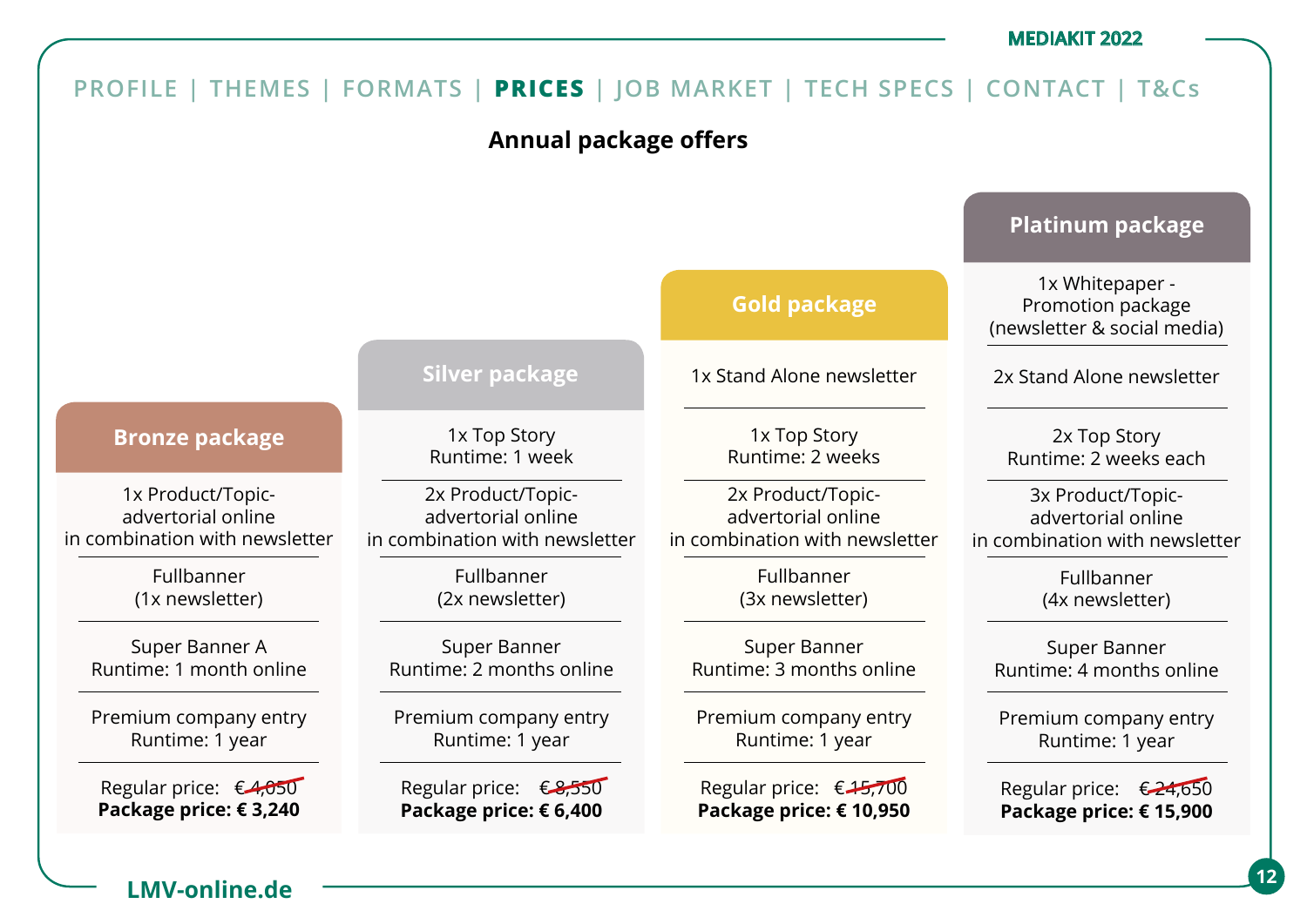PROFILE | THEMES | FORMATS | **PRICES** | JOB MARKET | TECH SPECS | CONTACT | T&Cs

## Annual package offers

| Bronze package | Silver package | Gold package | Platinum package |
|---|---|---|---|
| | | 1x Stand Alone newsletter | 1x Whitepaper - Promotion package (newsletter & social media) |
| | | | 2x Stand Alone newsletter |
| | 1x Top Story Runtime: 1 week | 1x Top Story Runtime: 2 weeks | 2x Top Story Runtime: 2 weeks each |
| 1x Product/Topic-advertorial online in combination with newsletter | 2x Product/Topic-advertorial online in combination with newsletter | 2x Product/Topic-advertorial online in combination with newsletter | 3x Product/Topic-advertorial online in combination with newsletter |
| Fullbanner (1x newsletter) | Fullbanner (2x newsletter) | Fullbanner (3x newsletter) | Fullbanner (4x newsletter) |
| Super Banner A Runtime: 1 month online | Super Banner Runtime: 2 months online | Super Banner Runtime: 3 months online | Super Banner Runtime: 4 months online |
| Premium company entry Runtime: 1 year | Premium company entry Runtime: 1 year | Premium company entry Runtime: 1 year | Premium company entry Runtime: 1 year |
| Regular price: ~~€ 4,050~~ | Regular price: ~~€ 8,550~~ | Regular price: ~~€ 15,700~~ | Regular price: ~~€ 24,650~~ |
| **Package price: € 3,240** | **Package price: € 6,400** | **Package price: € 10,950** | **Package price: € 15,900** |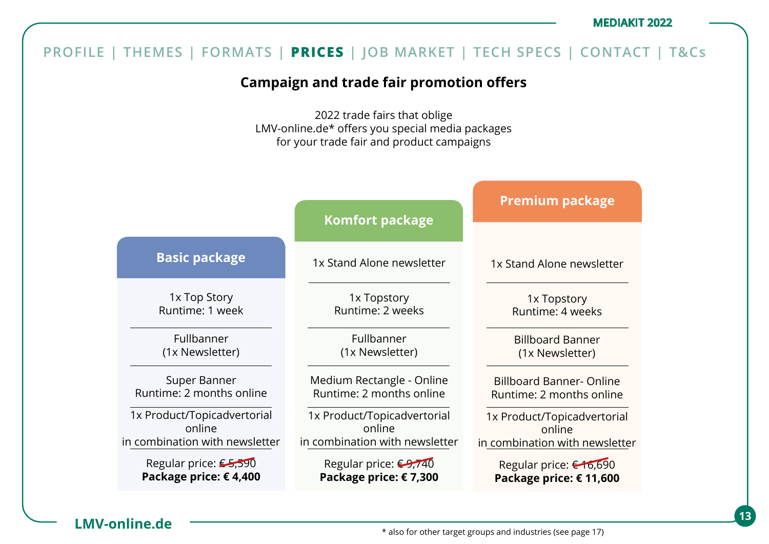PROFILE | THEMES | FORMATS | **PRICES** | JOB MARKET | TECH SPECS | CONTACT | T&Cs

## Campaign and trade fair promotion offers

2022 trade fairs that oblige
LMV-online.de* offers you special media packages
for your trade fair and product campaigns

| Basic package | Komfort package | Premium package |
|---|---|---|
| | 1x Stand Alone newsletter | 1x Stand Alone newsletter |
| 1x Top Story<br>Runtime: 1 week | 1x Topstory<br>Runtime: 2 weeks | 1x Topstory<br>Runtime: 4 weeks |
| Fullbanner<br>(1x Newsletter) | Fullbanner<br>(1x Newsletter) | Billboard Banner<br>(1x Newsletter) |
| Super Banner<br>Runtime: 2 months online | Medium Rectangle - Online<br>Runtime: 2 months online | Billboard Banner- Online<br>Runtime: 2 months online |
| 1x Product/Topicadvertorial online<br>in combination with newsletter | 1x Product/Topicadvertorial online<br>in combination with newsletter | 1x Product/Topicadvertorial online<br>in combination with newsletter |
| Regular price: ~~€ 5,590~~<br>**Package price: € 4,400** | Regular price: ~~€ 9,740~~<br>**Package price: € 7,300** | Regular price: ~~€ 16,690~~<br>**Package price: € 11,600** |

\* also for other target groups and industries (see page 17)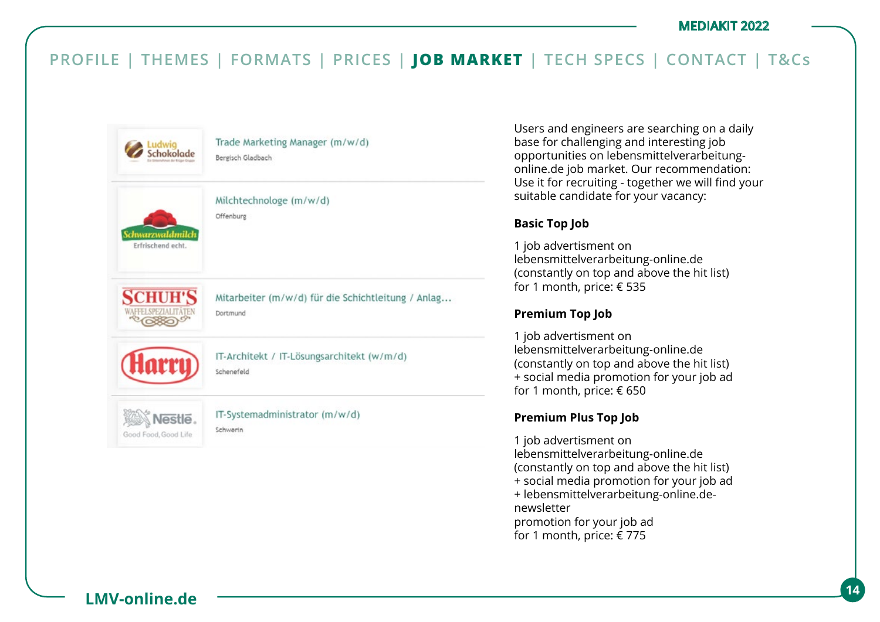PROFILE | THEMES | FORMATS | PRICES | **JOB MARKET** | TECH SPECS | CONTACT | T&Cs

Ludwig Schokolade — Trade Marketing Manager (m/w/d)
Bergisch Gladbach

Schwarzwaldmilch Erfrischend echt. — Milchtechnologe (m/w/d)
Offenburg

SCHUH'S WAFFELSPEZIALITÄTEN — Mitarbeiter (m/w/d) für die Schichtleitung / Anlag...
Dortmund

Harry — IT-Architekt / IT-Lösungsarchitekt (w/m/d)
Schenefeld

Nestlé Good Food, Good Life — IT-Systemadministrator (m/w/d)
Schwerin

Users and engineers are searching on a daily base for challenging and interesting job opportunities on lebensmittelverarbeitung-online.de job market. Our recommendation: Use it for recruiting - together we will find your suitable candidate for your vacancy:

**Basic Top Job**

1 job advertisment on lebensmittelverarbeitung-online.de (constantly on top and above the hit list) for 1 month, price: € 535

**Premium Top Job**

1 job advertisment on lebensmittelverarbeitung-online.de (constantly on top and above the hit list) + social media promotion for your job ad for 1 month, price: € 650

**Premium Plus Top Job**

1 job advertisment on lebensmittelverarbeitung-online.de (constantly on top and above the hit list) + social media promotion for your job ad + lebensmittelverarbeitung-online.de-newsletter promotion for your job ad for 1 month, price: € 775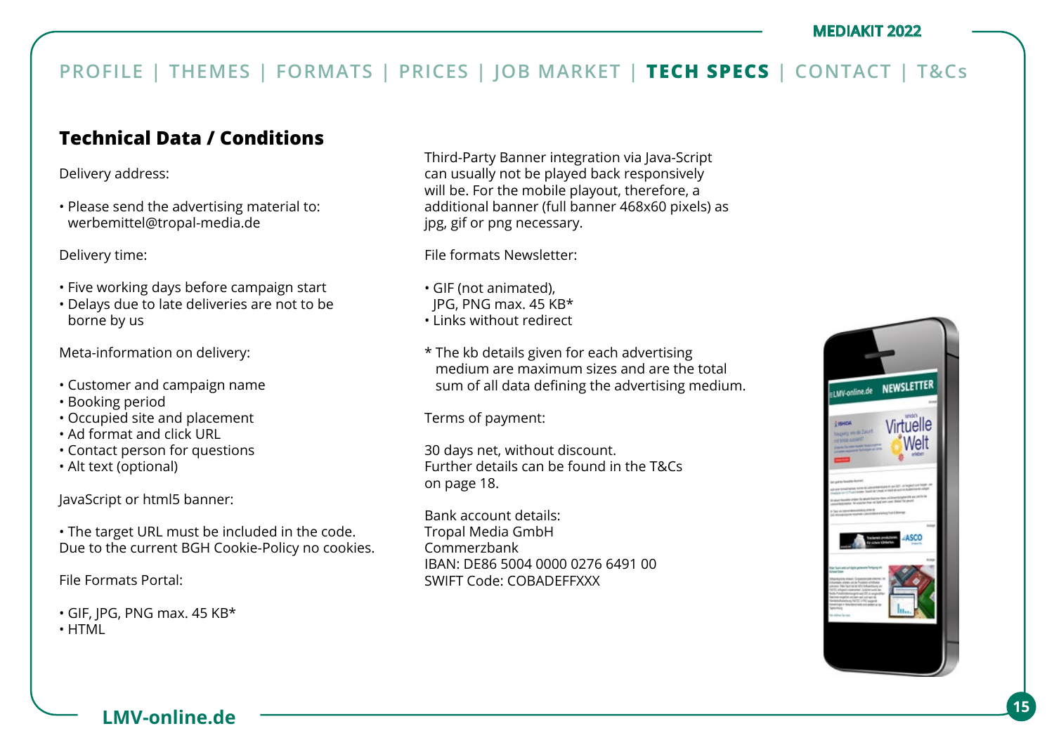PROFILE | THEMES | FORMATS | PRICES | JOB MARKET | **TECH SPECS** | CONTACT | T&Cs

## Technical Data / Conditions

Delivery address:

- Please send the advertising material to: werbemittel@tropal-media.de

Delivery time:

- Five working days before campaign start
- Delays due to late deliveries are not to be borne by us

Meta-information on delivery:

- Customer and campaign name
- Booking period
- Occupied site and placement
- Ad format and click URL
- Contact person for questions
- Alt text (optional)

JavaScript or html5 banner:

- The target URL must be included in the code.

Due to the current BGH Cookie-Policy no cookies.

File Formats Portal:

- GIF, JPG, PNG max. 45 KB*
- HTML

Third-Party Banner integration via Java-Script can usually not be played back responsively will be. For the mobile playout, therefore, a additional banner (full banner 468x60 pixels) as jpg, gif or png necessary.

File formats Newsletter:

- GIF (not animated), JPG, PNG max. 45 KB*
- Links without redirect

\* The kb details given for each advertising medium are maximum sizes and are the total sum of all data defining the advertising medium.

Terms of payment:

30 days net, without discount.
Further details can be found in the T&Cs on page 18.

Bank account details:
Tropal Media GmbH
Commerzbank
IBAN: DE86 5004 0000 0276 6491 00
SWIFT Code: COBADEFFXXX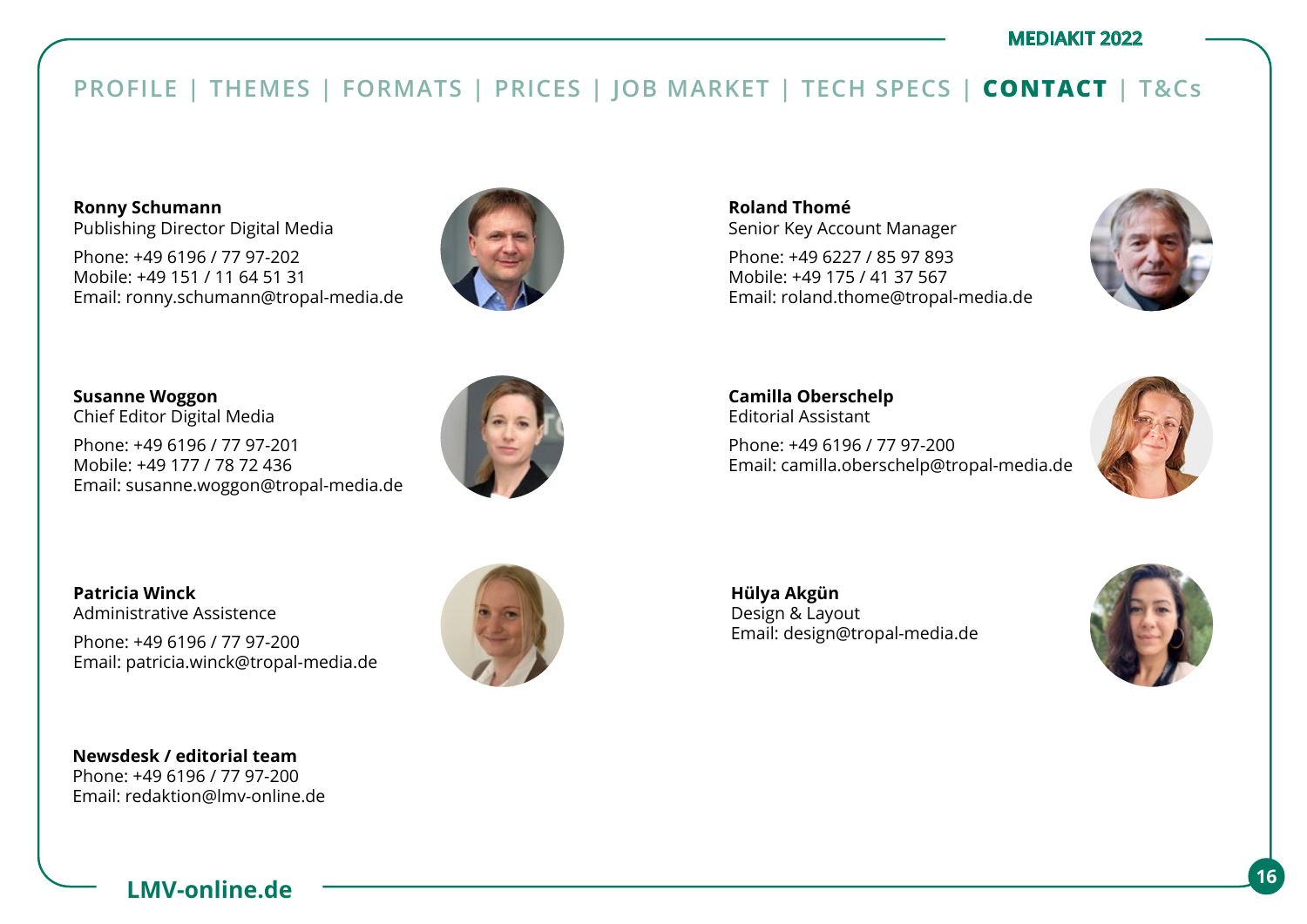PROFILE | THEMES | FORMATS | PRICES | JOB MARKET | TECH SPECS | **CONTACT** | T&Cs

**Ronny Schumann**
Publishing Director Digital Media

Phone: +49 6196 / 77 97-202
Mobile: +49 151 / 11 64 51 31
Email: ronny.schumann@tropal-media.de

**Roland Thomé**
Senior Key Account Manager

Phone: +49 6227 / 85 97 893
Mobile: +49 175 / 41 37 567
Email: roland.thome@tropal-media.de

**Susanne Woggon**
Chief Editor Digital Media

Phone: +49 6196 / 77 97-201
Mobile: +49 177 / 78 72 436
Email: susanne.woggon@tropal-media.de

**Camilla Oberschelp**
Editorial Assistant

Phone: +49 6196 / 77 97-200
Email: camilla.oberschelp@tropal-media.de

**Patricia Winck**
Administrative Assistence

Phone: +49 6196 / 77 97-200
Email: patricia.winck@tropal-media.de

**Hülya Akgün**
Design & Layout
Email: design@tropal-media.de

**Newsdesk / editorial team**
Phone: +49 6196 / 77 97-200
Email: redaktion@lmv-online.de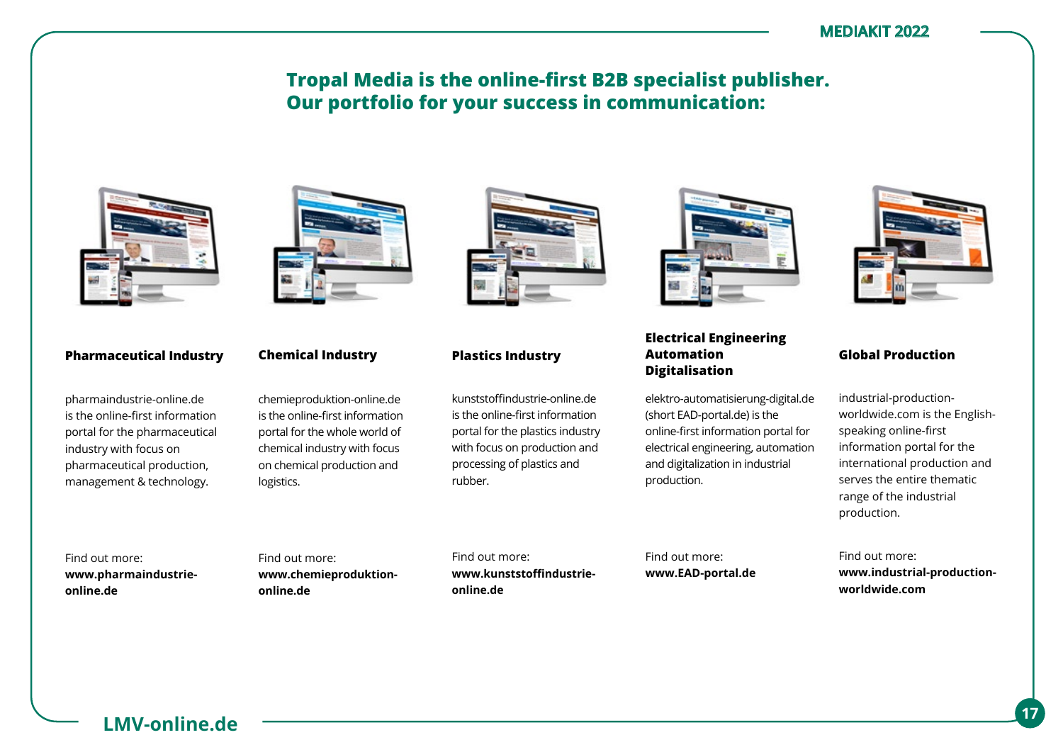# Tropal Media is the online-first B2B specialist publisher. Our portfolio for your success in communication:

### Pharmaceutical Industry

pharmaindustrie-online.de is the online-first information portal for the pharmaceutical industry with focus on pharmaceutical production, management & technology.

Find out more:
**www.pharmaindustrie-online.de**

### Chemical Industry

chemieproduktion-online.de is the online-first information portal for the whole world of chemical industry with focus on chemical production and logistics.

Find out more:
**www.chemieproduktion-online.de**

### Plastics Industry

kunststoffindustrie-online.de is the online-first information portal for the plastics industry with focus on production and processing of plastics and rubber.

Find out more:
**www.kunststoffindustrie-online.de**

### Electrical Engineering Automation Digitalisation

elektro-automatisierung-digital.de (short EAD-portal.de) is the online-first information portal for electrical engineering, automation and digitalization in industrial production.

Find out more:
**www.EAD-portal.de**

### Global Production

industrial-production-worldwide.com is the English-speaking online-first information portal for the international production and serves the entire thematic range of the industrial production.

Find out more:
**www.industrial-production-worldwide.com**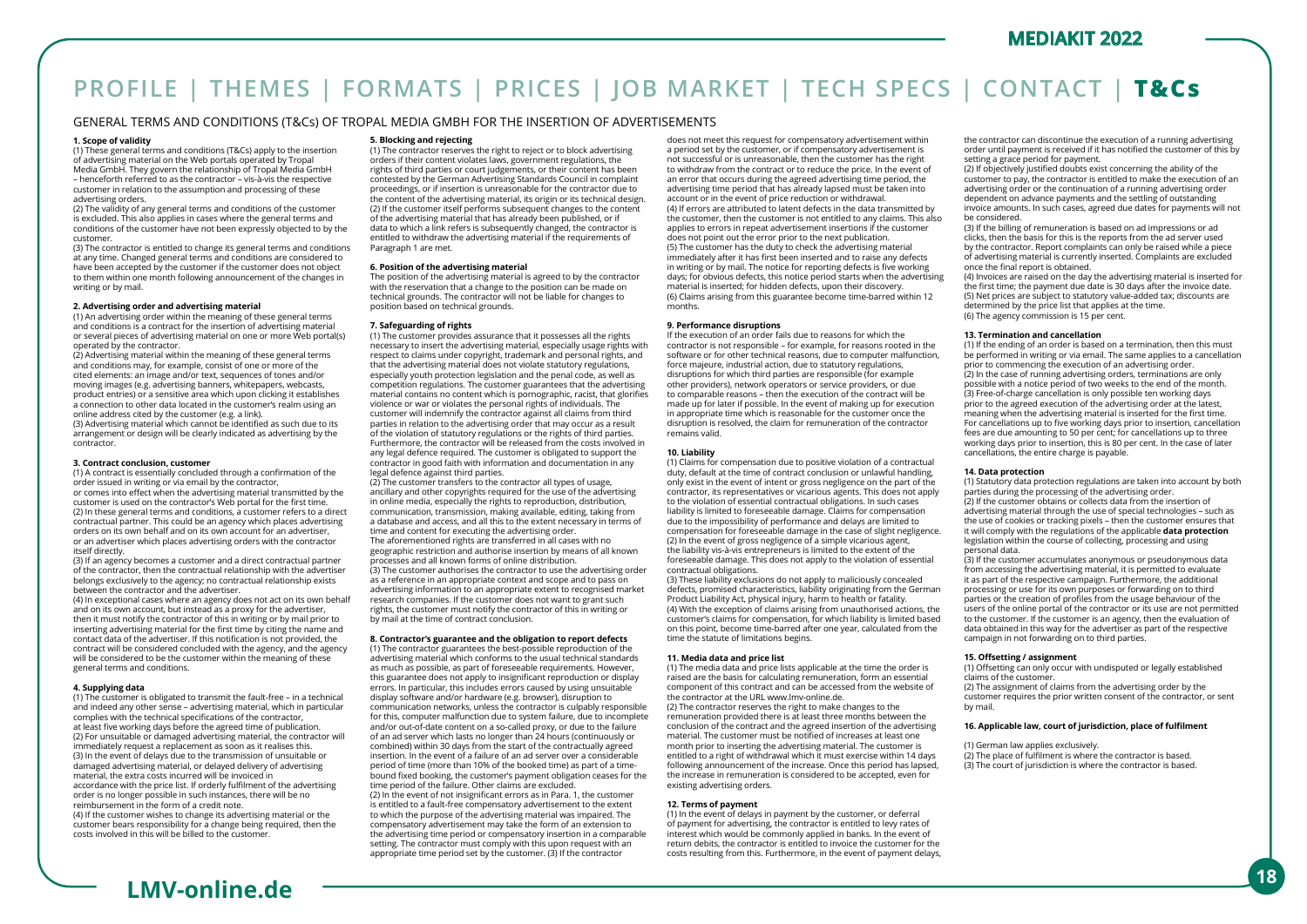# PROFILE | THEMES | FORMATS | PRICES | JOB MARKET | TECH SPECS | CONTACT | T&Cs

## GENERAL TERMS AND CONDITIONS (T&Cs) OF TROPAL MEDIA GMBH FOR THE INSERTION OF ADVERTISEMENTS

### 1. Scope of validity

(1) These general terms and conditions (T&Cs) apply to the insertion of advertising material on the Web portals operated by Tropal Media GmbH – henceforth referred to as the contractor – vis-à-vis the respective customer in relation to the assumption and processing of these advertising orders.

(2) The validity of any general terms and conditions of the customer is excluded. This also applies in cases where the general terms and conditions of the customer have not been expressly objected to by the customer.

(3) The contractor is entitled to change its general terms and conditions at any time. Changed general terms and conditions are considered to have been accepted by the customer if the customer does not object to them within one month following announcement of the changes in writing or by mail.

### 2. Advertising order and advertising material

(1) An advertising order within the meaning of these general terms and conditions is a contract for the insertion of advertising material or several pieces of advertising material on one or more Web portal(s) operated by the contractor.

(2) Advertising material within the meaning of these general terms and conditions may, for example, consist of one or more of the cited elements: an image and/or text, sequences of tones and/or moving images (e.g. advertising banners, whitepapers, webcasts, product entries) or a sensitive area which upon clicking it establishes a connection to other data located in the customer's realm using an online address cited by the customer (e.g. a link).

(3) Advertising material which cannot be identified as such due to its arrangement or design will be clearly indicated as advertising by the contractor.

### 3. Contract conclusion, customer

(1) A contract is essentially concluded through a confirmation of the order issued in writing or via email by the contractor, or comes into effect when the advertising material transmitted by the customer is used on the contractor's Web portal for the first time.

(2) In these general terms and conditions, a customer refers to a direct contractual partner. This could be an agency which places advertising orders on its own behalf and on its own account for an advertiser, or an advertiser which places advertising orders with the contractor itself directly.

(3) If an agency becomes a customer and a direct contractual partner of the contractor, then the contractual relationship with the advertiser belongs exclusively to the agency; no contractual relationship exists between the contractor and the advertiser.

(4) In exceptional cases where an agency does not act on its own behalf and on its own account, but instead as a proxy for the advertiser, then it must notify the contractor of this in writing or by mail prior to inserting advertising material for the first time by citing the name and contact data of the advertiser. If this notification is not provided, the contract will be considered concluded with the agency, and the agency will be considered to be the customer within the meaning of these general terms and conditions.

### 4. Supplying data

(1) The customer is obligated to transmit the fault-free – in a technical and indeed any other sense – advertising material, which in particular complies with the technical specifications of the contractor, at least five working days before the agreed time of publication.

(2) For unsuitable or damaged advertising material, the contractor will immediately request a replacement as soon as it realises this.

(3) In the event of delays due to the transmission of unsuitable or damaged advertising material, or delayed delivery of advertising material, the extra costs incurred will be invoiced in accordance with the price list. If orderly fulfilment of the advertising order is no longer possible in such instances, there will be no reimbursement in the form of a credit note.

(4) If the customer wishes to change its advertising material or the customer bears responsibility for a change being required, then the costs involved in this will be billed to the customer.

### 5. Blocking and rejecting

(1) The contractor reserves the right to reject or to block advertising orders if their content violates laws, government regulations, the rights of third parties or court judgements, or their content has been contested by the German Advertising Standards Council in complaint proceedings, or if insertion is unreasonable for the contractor due to the content of the advertising material, its origin or its technical design.

(2) If the customer itself performs subsequent changes to the content of the advertising material that has already been published, or if data to which a link refers is subsequently changed, the contractor is entitled to withdraw the advertising material if the requirements of Paragraph 1 are met.

### 6. Position of the advertising material

The position of the advertising material is agreed to by the contractor with the reservation that a change to the position can be made on technical grounds. The contractor will not be liable for changes to position based on technical grounds.

### 7. Safeguarding of rights

(1) The customer provides assurance that it possesses all the rights necessary to insert the advertising material, especially usage rights with respect to claims under copyright, trademark and personal rights, and that the advertising material does not violate statutory regulations, especially youth protection legislation and the penal code, as well as competition regulations. The customer guarantees that the advertising material contains no content which is pornographic, racist, that glorifies violence or war or violates the personal rights of individuals. The customer will indemnify the contractor against all claims from third parties in relation to the advertising order that may occur as a result of the violation of statutory regulations or the rights of third parties. Furthermore, the contractor will be released from the costs involved in any legal defence required. The customer is obligated to support the contractor in good faith with information and documentation in any legal defence against third parties.

(2) The customer transfers to the contractor all types of usage, ancillary and other copyrights required for the use of the advertising in online media, especially the rights to reproduction, distribution, communication, transmission, making available, editing, taking from a database and access, and all this to the extent necessary in terms of time and content for executing the advertising order.
The aforementioned rights are transferred in all cases with no geographic restriction and authorise insertion by means of all known processes and all known forms of online distribution.

(3) The customer authorises the contractor to use the advertising order as a reference in an appropriate context and scope and to pass on advertising information to an appropriate extent to recognised market research companies. If the customer does not want to grant such rights, the customer must notify the contractor of this in writing or by mail at the time of contract conclusion.

### 8. Contractor's guarantee and the obligation to report defects

(1) The contractor guarantees the best-possible reproduction of the advertising material which conforms to the usual technical standards as much as possible, as part of foreseeable requirements. However, this guarantee does not apply to insignificant reproduction or display errors. In particular, this includes errors caused by using unsuitable display software and/or hardware (e.g. browser), disruption to communication networks, unless the contractor is culpably responsible for this, computer malfunction due to system failure, due to incomplete and/or out-of-date content on a so-called proxy, or due to the failure of an ad server which lasts no longer than 24 hours (continuously or combined) within 30 days from the start of the contractually agreed insertion. In the event of a failure of an ad server over a considerable period of time (more than 10% of the booked time) as part of a time-bound fixed booking, the customer's payment obligation ceases for the time period of the failure. Other claims are excluded.

(2) In the event of not insignificant errors as in Para. 1, the customer is entitled to a fault-free compensatory advertisement to the extent to which the purpose of the advertising material was impaired. The compensatory advertisement may take the form of an extension to the advertising time period or compensatory insertion in a comparable setting. The contractor must comply with this upon request with an appropriate time period set by the customer. (3) If the contractor does not meet this request for compensatory advertisement within a period set by the customer, or if compensatory advertisement is not successful or is unreasonable, then the customer has the right to withdraw from the contract or to reduce the price. In the event of an error that occurs during the agreed advertising time period, the advertising time period that has already lapsed must be taken into account or in the event of price reduction or withdrawal.

(4) If errors are attributed to latent defects in the data transmitted by the customer, then the customer is not entitled to any claims. This also applies to errors in repeat advertisement insertions if the customer does not point out the error prior to the next publication.

(5) The customer has the duty to check the advertising material immediately after it has first been inserted and to raise any defects in writing or by mail. The notice for reporting defects is five working days; for obvious defects, this notice period starts when the advertising material is inserted; for hidden defects, upon their discovery.

(6) Claims arising from this guarantee become time-barred within 12 months.

### 9. Performance disruptions

If the execution of an order fails due to reasons for which the contractor is not responsible – for example, for reasons rooted in the software or for other technical reasons, due to computer malfunction, force majeure, industrial action, due to statutory regulations, disruptions for which third parties are responsible (for example other providers), network operators or service providers, or due to comparable reasons – then the execution of the contract will be made up for later if possible. In the event of making up for execution in appropriate time which is reasonable for the customer once the disruption is resolved, the claim for remuneration of the contractor remains valid.

### 10. Liability

(1) Claims for compensation due to positive violation of a contractual duty, default at the time of contract conclusion or unlawful handling, only exist in the event of intent or gross negligence on the part of the contractor, its representatives or vicarious agents. This does not apply to the violation of essential contractual obligations. In such cases liability is limited to foreseeable damage. Claims for compensation due to the impossibility of performance and delays are limited to compensation for foreseeable damage in the case of slight negligence.

(2) In the event of gross negligence of a simple vicarious agent, the liability vis-à-vis entrepreneurs is limited to the extent of the foreseeable damage. This does not apply to the violation of essential contractual obligations.

(3) These liability exclusions do not apply to maliciously concealed defects, promised characteristics, liability originating from the German Product Liability Act, physical injury, harm to health or fatality.

(4) With the exception of claims arising from unauthorised actions, the customer's claims for compensation, for which liability is limited based on this point, become time-barred after one year, calculated from the time the statute of limitations begins.

### 11. Media data and price list

(1) The media data and price lists applicable at the time the order is raised are the basis for calculating remuneration, form an essential component of this contract and can be accessed from the website of the contractor at the URL www.lmv-online.de.

(2) The contractor reserves the right to make changes to the remuneration provided there is at least three months between the conclusion of the contract and the agreed insertion of the advertising material. The customer must be notified of increases at least one month prior to inserting the advertising material. The customer is entitled to a right of withdrawal which it must exercise within 14 days following announcement of the increase. Once this period has lapsed, the increase in remuneration is considered to be accepted, even for existing advertising orders.

### 12. Terms of payment

(1) In the event of delays in payment by the customer, or deferral of payment for advertising, the contractor is entitled to levy rates of interest which would be commonly applied in banks. In the event of return debits, the contractor is entitled to invoice the customer for the costs resulting from this. Furthermore, in the event of payment delays, the contractor can discontinue the execution of a running advertising order until payment is received if it has notified the customer of this by setting a grace period for payment.

(2) If objectively justified doubts exist concerning the ability of the customer to pay, the contractor is entitled to make the execution of an advertising order or the continuation of a running advertising order dependent on advance payments and the settling of outstanding invoice amounts. In such cases, agreed due dates for payments will not be considered.

(3) If the billing of remuneration is based on ad impressions or ad clicks, then the basis for this is the reports from the ad server used by the contractor. Report complaints can only be raised while a piece of advertising material is currently inserted. Complaints are excluded once the final report is obtained.

(4) Invoices are raised on the day the advertising material is inserted for the first time; the payment due date is 30 days after the invoice date.

(5) Net prices are subject to statutory value-added tax; discounts are determined by the price list that applies at the time.

(6) The agency commission is 15 per cent.

### 13. Termination and cancellation

(1) If the ending of an order is based on a termination, then this must be performed in writing or via email. The same applies to a cancellation prior to commencing the execution of an advertising order.

(2) In the case of running advertising orders, terminations are only possible with a notice period of two weeks to the end of the month.

(3) Free-of-charge cancellation is only possible ten working days prior to the agreed execution of the advertising order at the latest, meaning when the advertising material is inserted for the first time. For cancellations up to five working days prior to insertion, cancellation fees are due amounting to 50 per cent; for cancellations up to three working days prior to insertion, this is 80 per cent. In the case of later cancellations, the entire charge is payable.

### 14. Data protection

(1) Statutory data protection regulations are taken into account by both parties during the processing of the advertising order.

(2) If the customer obtains or collects data from the insertion of advertising material through the use of special technologies – such as the use of cookies or tracking pixels – then the customer ensures that it will comply with the regulations of the applicable **data protection** legislation within the course of collecting, processing and using personal data.

(3) If the customer accumulates anonymous or pseudonymous data from accessing the advertising material, it is permitted to evaluate it as part of the respective campaign. Furthermore, the additional processing or use for its own purposes or forwarding on to third parties or the creation of profiles from the usage behaviour of the users of the online portal of the contractor or its use are not permitted to the customer. If the customer is an agency, then the evaluation of data obtained in this way for the advertiser as part of the respective campaign in not forwarding on to third parties.

### 15. Offsetting / assignment

(1) Offsetting can only occur with undisputed or legally established claims of the customer.

(2) The assignment of claims from the advertising order by the customer requires the prior written consent of the contractor, or sent by mail.

### 16. Applicable law, court of jurisdiction, place of fulfilment

(1) German law applies exclusively.

(2) The place of fulfilment is where the contractor is based.

(3) The court of jurisdiction is where the contractor is based.